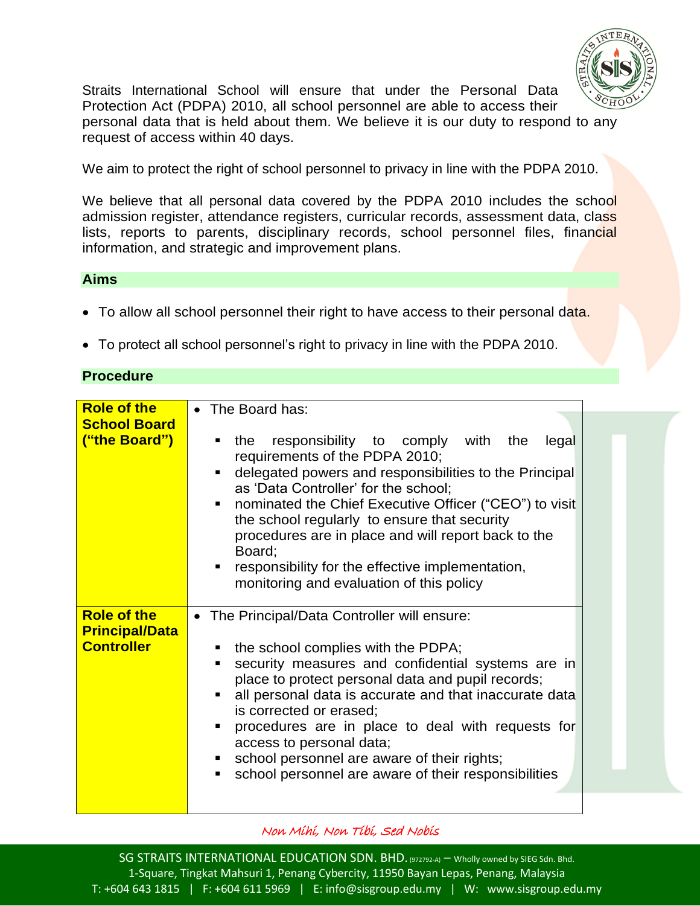Straits International School will ensure that under the Personal Data Protection Act (PDPA) 2010, all school personnel are able to access their personal data that is held about them. We believe it is our duty to respond to any request of access within 40 days.

We aim to protect the right of school personnel to privacy in line with the PDPA 2010.

We believe that all personal data covered by the PDPA 2010 includes the school admission register, attendance registers, curricular records, assessment data, class lists, reports to parents, disciplinary records, school personnel files, financial information, and strategic and improvement plans.

## Aims

- To allow all school personnel their right to have access to their personal data.
- To protect all school personnel's right to privacy in line with the PDPA 2010.

## Procedure

| | |
|---|---|
| **Role of the School Board ("the Board")** | • The Board has:<br>▪ the responsibility to comply with the legal requirements of the PDPA 2010;<br>▪ delegated powers and responsibilities to the Principal as 'Data Controller' for the school;<br>▪ nominated the Chief Executive Officer ("CEO") to visit the school regularly to ensure that security procedures are in place and will report back to the Board;<br>▪ responsibility for the effective implementation, monitoring and evaluation of this policy |
| **Role of the Principal/Data Controller** | • The Principal/Data Controller will ensure:<br>▪ the school complies with the PDPA;<br>▪ security measures and confidential systems are in place to protect personal data and pupil records;<br>▪ all personal data is accurate and that inaccurate data is corrected or erased;<br>▪ procedures are in place to deal with requests for access to personal data;<br>▪ school personnel are aware of their rights;<br>▪ school personnel are aware of their responsibilities |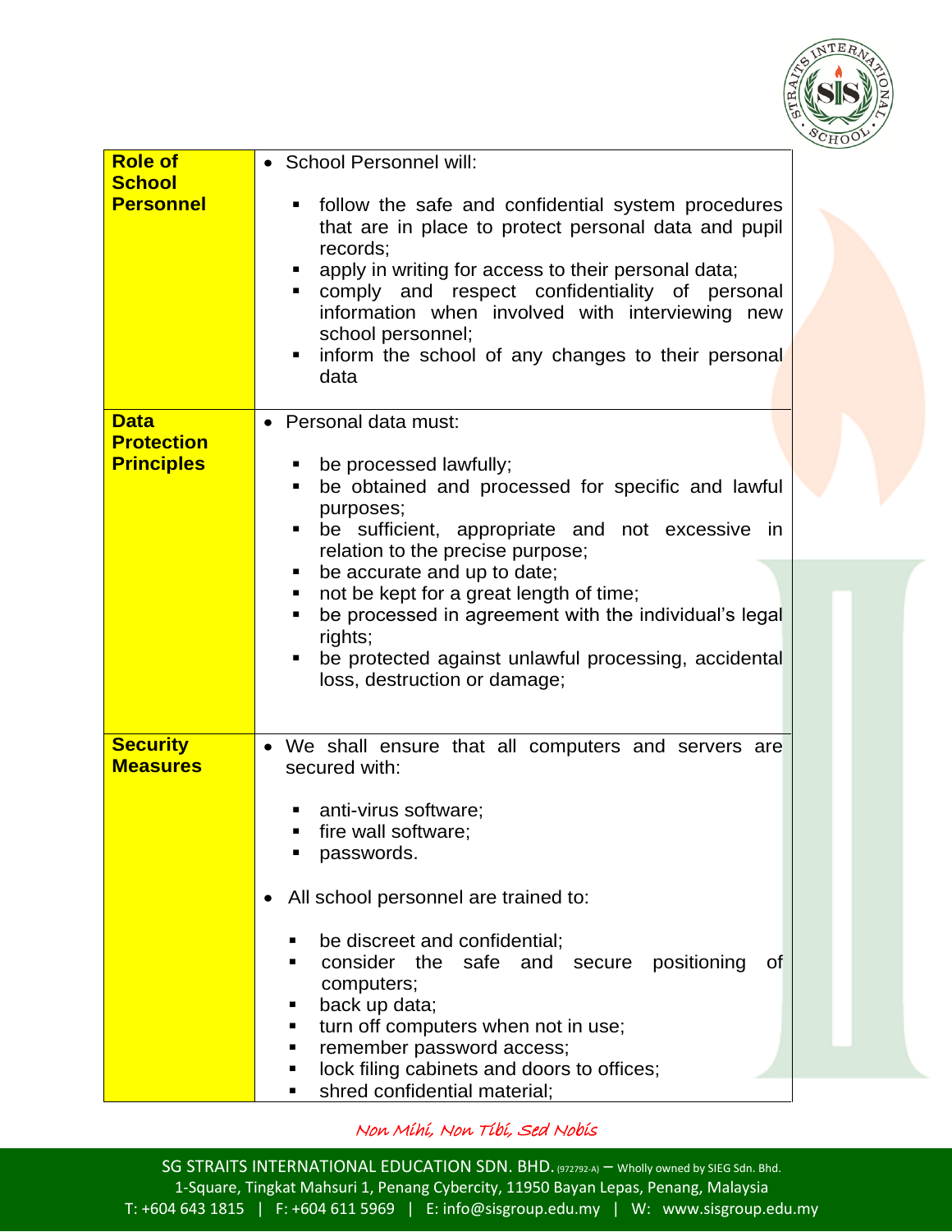| | |
|---|---|
| **Role of School Personnel** | • School Personnel will:<br><br>▪ follow the safe and confidential system procedures that are in place to protect personal data and pupil records;<br>▪ apply in writing for access to their personal data;<br>▪ comply and respect confidentiality of personal information when involved with interviewing new school personnel;<br>▪ inform the school of any changes to their personal data |
| **Data Protection Principles** | • Personal data must:<br><br>▪ be processed lawfully;<br>▪ be obtained and processed for specific and lawful purposes;<br>▪ be sufficient, appropriate and not excessive in relation to the precise purpose;<br>▪ be accurate and up to date;<br>▪ not be kept for a great length of time;<br>▪ be processed in agreement with the individual's legal rights;<br>▪ be protected against unlawful processing, accidental loss, destruction or damage; |
| **Security Measures** | • We shall ensure that all computers and servers are secured with:<br><br>▪ anti-virus software;<br>▪ fire wall software;<br>▪ passwords.<br><br>• All school personnel are trained to:<br><br>▪ be discreet and confidential;<br>▪ consider the safe and secure positioning of computers;<br>▪ back up data;<br>▪ turn off computers when not in use;<br>▪ remember password access;<br>▪ lock filing cabinets and doors to offices;<br>▪ shred confidential material; |

*Non Mihi, Non Tibi, Sed Nobis*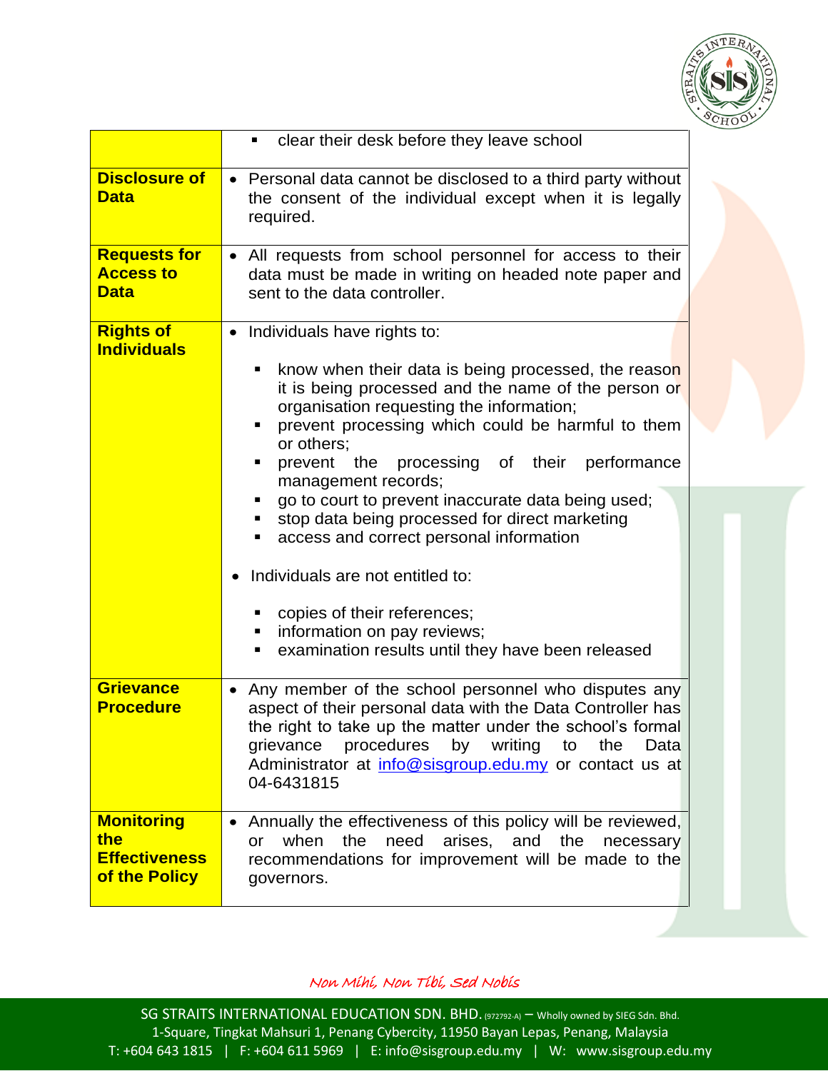| | |
|---|---|
| | ▪ clear their desk before they leave school |
| **Disclosure of Data** | • Personal data cannot be disclosed to a third party without the consent of the individual except when it is legally required. |
| **Requests for Access to Data** | • All requests from school personnel for access to their data must be made in writing on headed note paper and sent to the data controller. |
| **Rights of Individuals** | • Individuals have rights to:<br>▪ know when their data is being processed, the reason it is being processed and the name of the person or organisation requesting the information;<br>▪ prevent processing which could be harmful to them or others;<br>▪ prevent the processing of their performance management records;<br>▪ go to court to prevent inaccurate data being used;<br>▪ stop data being processed for direct marketing<br>▪ access and correct personal information<br>• Individuals are not entitled to:<br>▪ copies of their references;<br>▪ information on pay reviews;<br>▪ examination results until they have been released |
| **Grievance Procedure** | • Any member of the school personnel who disputes any aspect of their personal data with the Data Controller has the right to take up the matter under the school's formal grievance procedures by writing to the Data Administrator at info@sisgroup.edu.my or contact us at 04-6431815 |
| **Monitoring the Effectiveness of the Policy** | • Annually the effectiveness of this policy will be reviewed, or when the need arises, and the necessary recommendations for improvement will be made to the governors. |